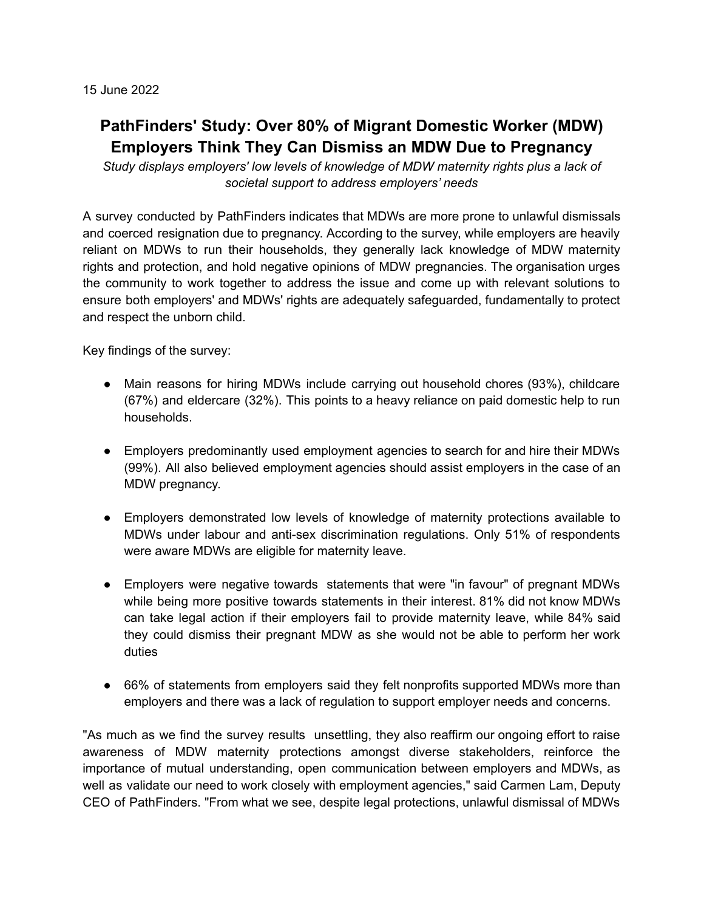15 June 2022

# PathFinders' Study: Over 80% of Migrant Domestic Worker (MDW) Employers Think They Can Dismiss an MDW Due to Pregnancy

*Study displays employers' low levels of knowledge of MDW maternity rights plus a lack of societal support to address employers' needs*

A survey conducted by PathFinders indicates that MDWs are more prone to unlawful dismissals and coerced resignation due to pregnancy. According to the survey, while employers are heavily reliant on MDWs to run their households, they generally lack knowledge of MDW maternity rights and protection, and hold negative opinions of MDW pregnancies. The organisation urges the community to work together to address the issue and come up with relevant solutions to ensure both employers' and MDWs' rights are adequately safeguarded, fundamentally to protect and respect the unborn child.

Key findings of the survey:

- Main reasons for hiring MDWs include carrying out household chores (93%), childcare (67%) and eldercare (32%). This points to a heavy reliance on paid domestic help to run households.

- Employers predominantly used employment agencies to search for and hire their MDWs (99%). All also believed employment agencies should assist employers in the case of an MDW pregnancy.

- Employers demonstrated low levels of knowledge of maternity protections available to MDWs under labour and anti-sex discrimination regulations. Only 51% of respondents were aware MDWs are eligible for maternity leave.

- Employers were negative towards statements that were "in favour" of pregnant MDWs while being more positive towards statements in their interest. 81% did not know MDWs can take legal action if their employers fail to provide maternity leave, while 84% said they could dismiss their pregnant MDW as she would not be able to perform her work duties

- 66% of statements from employers said they felt nonprofits supported MDWs more than employers and there was a lack of regulation to support employer needs and concerns.

"As much as we find the survey results unsettling, they also reaffirm our ongoing effort to raise awareness of MDW maternity protections amongst diverse stakeholders, reinforce the importance of mutual understanding, open communication between employers and MDWs, as well as validate our need to work closely with employment agencies," said Carmen Lam, Deputy CEO of PathFinders. "From what we see, despite legal protections, unlawful dismissal of MDWs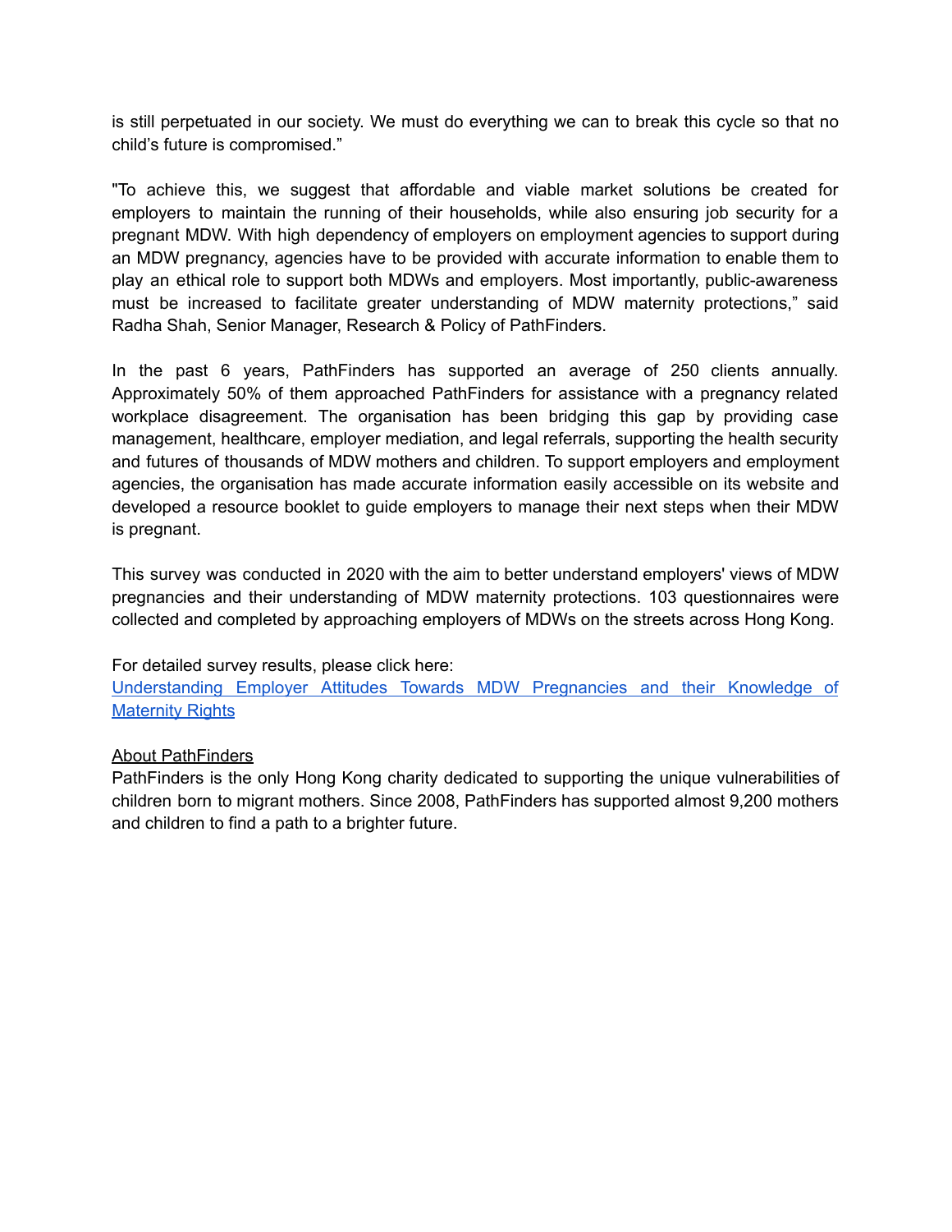is still perpetuated in our society. We must do everything we can to break this cycle so that no child's future is compromised."

"To achieve this, we suggest that affordable and viable market solutions be created for employers to maintain the running of their households, while also ensuring job security for a pregnant MDW. With high dependency of employers on employment agencies to support during an MDW pregnancy, agencies have to be provided with accurate information to enable them to play an ethical role to support both MDWs and employers. Most importantly, public-awareness must be increased to facilitate greater understanding of MDW maternity protections," said Radha Shah, Senior Manager, Research & Policy of PathFinders.

In the past 6 years, PathFinders has supported an average of 250 clients annually. Approximately 50% of them approached PathFinders for assistance with a pregnancy related workplace disagreement. The organisation has been bridging this gap by providing case management, healthcare, employer mediation, and legal referrals, supporting the health security and futures of thousands of MDW mothers and children. To support employers and employment agencies, the organisation has made accurate information easily accessible on its website and developed a resource booklet to guide employers to manage their next steps when their MDW is pregnant.

This survey was conducted in 2020 with the aim to better understand employers' views of MDW pregnancies and their understanding of MDW maternity protections. 103 questionnaires were collected and completed by approaching employers of MDWs on the streets across Hong Kong.

For detailed survey results, please click here:
Understanding Employer Attitudes Towards MDW Pregnancies and their Knowledge of Maternity Rights

About PathFinders

PathFinders is the only Hong Kong charity dedicated to supporting the unique vulnerabilities of children born to migrant mothers. Since 2008, PathFinders has supported almost 9,200 mothers and children to find a path to a brighter future.